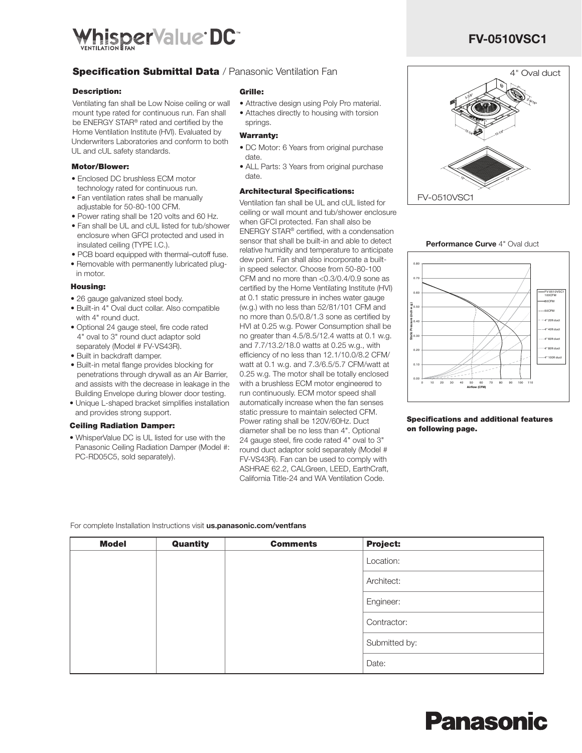# WhisperValue DC™ Ventilation Fan

## FV-0510VSC1

## Specification Submittal Data / Panasonic Ventilation Fan

### Description:

Ventilating fan shall be Low Noise ceiling or wall mount type rated for continuous run. Fan shall be ENERGY STAR® rated and certified by the Home Ventilation Institute (HVI). Evaluated by Underwriters Laboratories and conform to both UL and cUL safety standards.

### Motor/Blower:

- Enclosed DC brushless ECM motor technology rated for continuous run.
- Fan ventilation rates shall be manually adjustable for 50-80-100 CFM.
- Power rating shall be 120 volts and 60 Hz.
- Fan shall be UL and cUL listed for tub/shower enclosure when GFCI protected and used in insulated ceiling (TYPE I.C.).
- PCB board equipped with thermal–cutoff fuse.
- Removable with permanently lubricated plug-in motor.

### Housing:

- 26 gauge galvanized steel body.
- Built-in 4" Oval duct collar. Also compatible with 4" round duct.
- Optional 24 gauge steel, fire code rated 4" oval to 3" round duct adaptor sold separately (Model # FV-VS43R).
- Built in backdraft damper.
- Built-in metal flange provides blocking for penetrations through drywall as an Air Barrier, and assists with the decrease in leakage in the Building Envelope during blower door testing.
- Unique L-shaped bracket simplifies installation and provides strong support.

### Ceiling Radiation Damper:

- WhisperValue DC is UL listed for use with the Panasonic Ceiling Radiation Damper (Model #: PC-RD05C5, sold separately).

### Grille:

- Attractive design using Poly Pro material.
- Attaches directly to housing with torsion springs.

### Warranty:

- DC Motor: 6 Years from original purchase date.
- ALL Parts: 3 Years from original purchase date.

### Architectural Specifications:

Ventilation fan shall be UL and cUL listed for ceiling or wall mount and tub/shower enclosure when GFCI protected. Fan shall also be ENERGY STAR® certified, with a condensation sensor that shall be built-in and able to detect relative humidity and temperature to anticipate dew point. Fan shall also incorporate a built-in speed selector. Choose from 50-80-100 CFM and no more than <0.3/0.4/0.9 sone as certified by the Home Ventilating Institute (HVI) at 0.1 static pressure in inches water gauge (w.g.) with no less than 52/81/101 CFM and no more than 0.5/0.8/1.3 sone as certified by HVI at 0.25 w.g. Power Consumption shall be no greater than 4.5/8.5/12.4 watts at 0.1 w.g. and 7.7/13.2/18.0 watts at 0.25 w.g., with efficiency of no less than 12.1/10.0/8.2 CFM/watt at 0.1 w.g. and 7.3/6.5/5.7 CFM/watt at 0.25 w.g. The motor shall be totally enclosed with a brushless ECM motor engineered to run continuously. ECM motor speed shall automatically increase when the fan senses static pressure to maintain selected CFM. Power rating shall be 120V/60Hz. Duct diameter shall be no less than 4". Optional 24 gauge steel, fire code rated 4" oval to 3" round duct adaptor sold separately (Model # FV-VS43R). Fan can be used to comply with ASHRAE 62.2, CALGreen, LEED, EarthCraft, California Title-24 and WA Ventilation Code.

4" Oval duct

FV-0510VSC1

**Performance Curve** 4" Oval duct

**Specifications and additional features on following page.**

For complete Installation Instructions visit **us.panasonic.com/ventfans**

| Model | Quantity | Comments | Project: |
|---|---|---|---|
| | | | Location: |
| | | | Architect: |
| | | | Engineer: |
| | | | Contractor: |
| | | | Submitted by: |
| | | | Date: |

Panasonic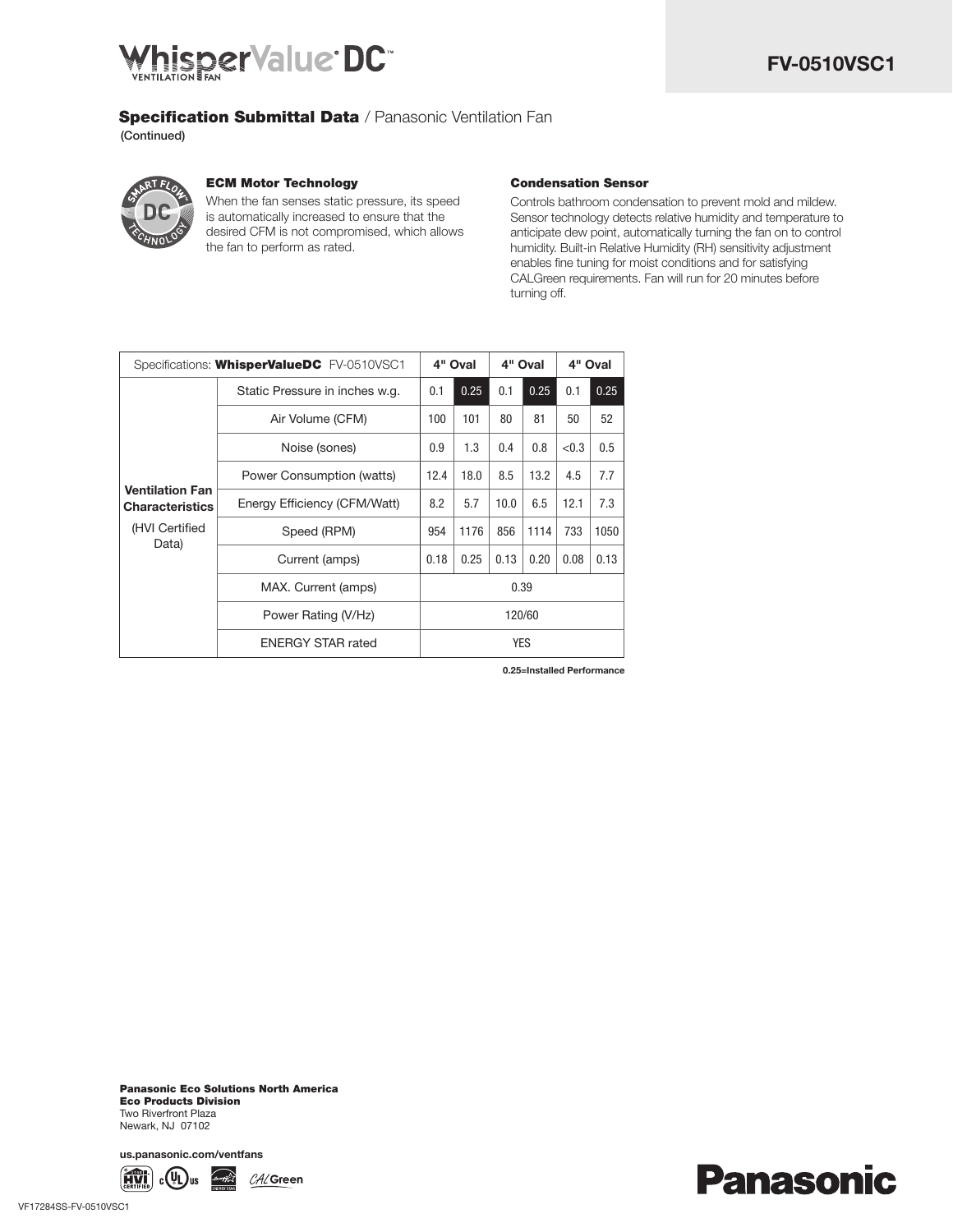# WhisperValue DC

## FV-0510VSC1

### Specification Submittal Data / Panasonic Ventilation Fan

(Continued)

#### ECM Motor Technology

When the fan senses static pressure, its speed is automatically increased to ensure that the desired CFM is not compromised, which allows the fan to perform as rated.

#### Condensation Sensor

Controls bathroom condensation to prevent mold and mildew. Sensor technology detects relative humidity and temperature to anticipate dew point, automatically turning the fan on to control humidity. Built-in Relative Humidity (RH) sensitivity adjustment enables fine tuning for moist conditions and for satisfying CALGreen requirements. Fan will run for 20 minutes before turning off.

| Specifications: **WhisperValueDC** FV-0510VSC1 | | 4" Oval | | 4" Oval | | 4" Oval | |
|---|---|---|---|---|---|---|---|
| **Ventilation Fan Characteristics** (HVI Certified Data) | Static Pressure in inches w.g. | 0.1 | 0.25 | 0.1 | 0.25 | 0.1 | 0.25 |
| | Air Volume (CFM) | 100 | 101 | 80 | 81 | 50 | 52 |
| | Noise (sones) | 0.9 | 1.3 | 0.4 | 0.8 | <0.3 | 0.5 |
| | Power Consumption (watts) | 12.4 | 18.0 | 8.5 | 13.2 | 4.5 | 7.7 |
| | Energy Efficiency (CFM/Watt) | 8.2 | 5.7 | 10.0 | 6.5 | 12.1 | 7.3 |
| | Speed (RPM) | 954 | 1176 | 856 | 1114 | 733 | 1050 |
| | Current (amps) | 0.18 | 0.25 | 0.13 | 0.20 | 0.08 | 0.13 |
| | MAX. Current (amps) | 0.39 | | | | | |
| | Power Rating (V/Hz) | 120/60 | | | | | |
| | ENERGY STAR rated | YES | | | | | |

**0.25=Installed Performance**

**Panasonic Eco Solutions North America**
**Eco Products Division**
Two Riverfront Plaza
Newark, NJ 07102

**us.panasonic.com/ventfans**

VF17284SS-FV-0510VSC1